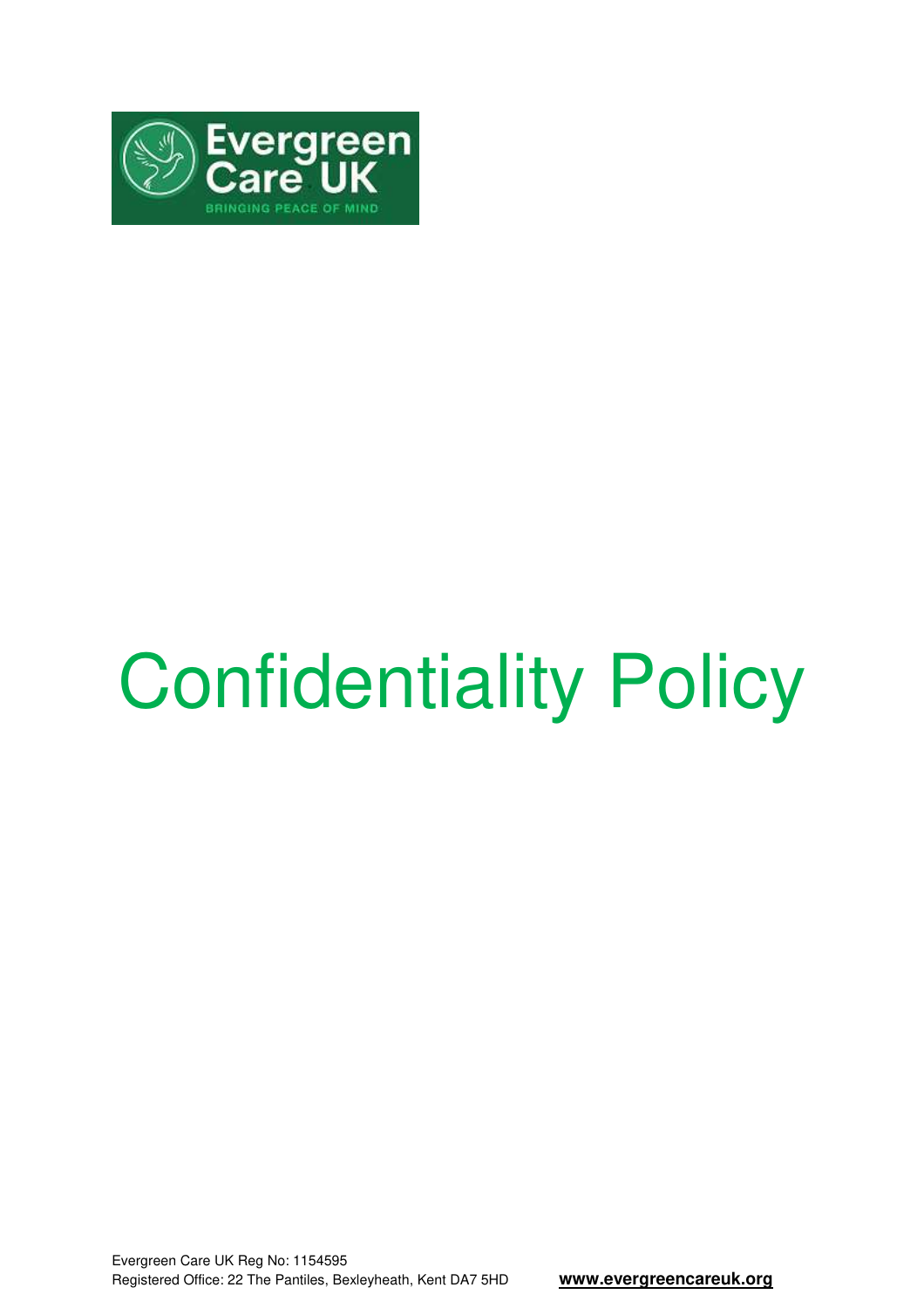Evergreen Care UK

BRINGING PEACE OF MIND

# Confidentiality Policy

Evergreen Care UK Reg No: 1154595
Registered Office: 22 The Pantiles, Bexleyheath, Kent DA7 5HD

**www.evergreencareuk.org**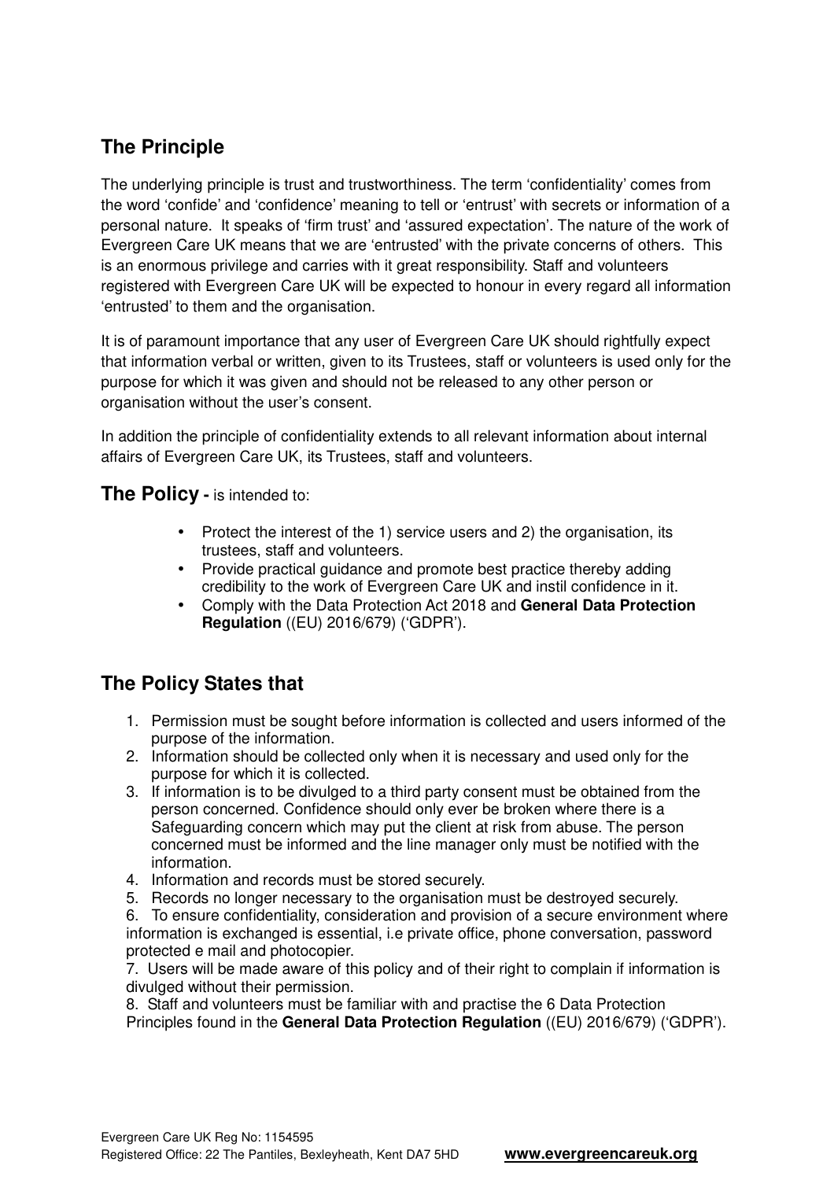## The Principle

The underlying principle is trust and trustworthiness. The term 'confidentiality' comes from the word 'confide' and 'confidence' meaning to tell or 'entrust' with secrets or information of a personal nature. It speaks of 'firm trust' and 'assured expectation'. The nature of the work of Evergreen Care UK means that we are 'entrusted' with the private concerns of others. This is an enormous privilege and carries with it great responsibility. Staff and volunteers registered with Evergreen Care UK will be expected to honour in every regard all information 'entrusted' to them and the organisation.

It is of paramount importance that any user of Evergreen Care UK should rightfully expect that information verbal or written, given to its Trustees, staff or volunteers is used only for the purpose for which it was given and should not be released to any other person or organisation without the user's consent.

In addition the principle of confidentiality extends to all relevant information about internal affairs of Evergreen Care UK, its Trustees, staff and volunteers.

## The Policy - is intended to:

- Protect the interest of the 1) service users and 2) the organisation, its trustees, staff and volunteers.
- Provide practical guidance and promote best practice thereby adding credibility to the work of Evergreen Care UK and instil confidence in it.
- Comply with the Data Protection Act 2018 and **General Data Protection Regulation** ((EU) 2016/679) ('GDPR').

## The Policy States that

1. Permission must be sought before information is collected and users informed of the purpose of the information.
2. Information should be collected only when it is necessary and used only for the purpose for which it is collected.
3. If information is to be divulged to a third party consent must be obtained from the person concerned. Confidence should only ever be broken where there is a Safeguarding concern which may put the client at risk from abuse. The person concerned must be informed and the line manager only must be notified with the information.
4. Information and records must be stored securely.
5. Records no longer necessary to the organisation must be destroyed securely.
6. To ensure confidentiality, consideration and provision of a secure environment where information is exchanged is essential, i.e private office, phone conversation, password protected e mail and photocopier.
7. Users will be made aware of this policy and of their right to complain if information is divulged without their permission.
8. Staff and volunteers must be familiar with and practise the 6 Data Protection Principles found in the **General Data Protection Regulation** ((EU) 2016/679) ('GDPR').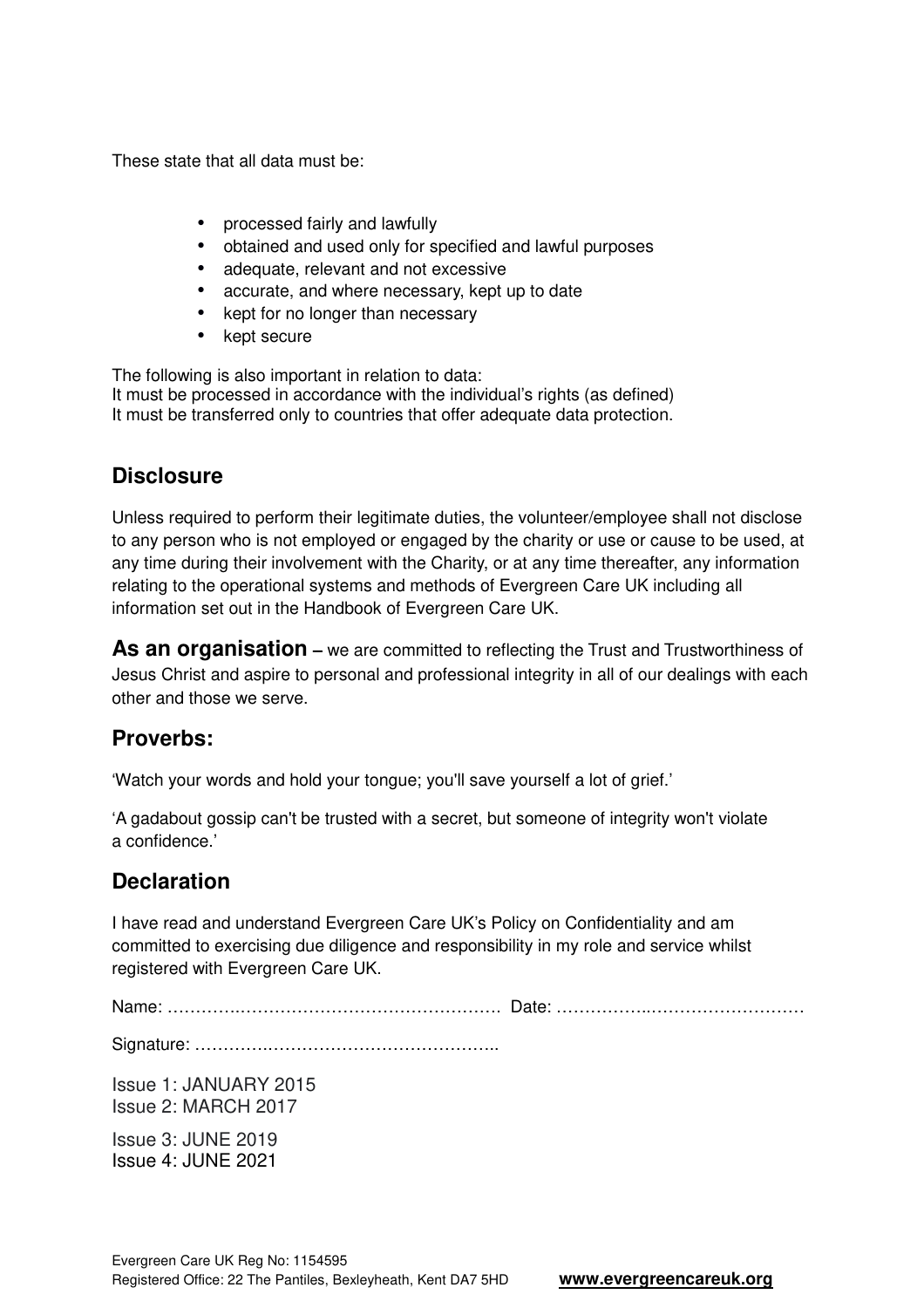These state that all data must be:

- processed fairly and lawfully
- obtained and used only for specified and lawful purposes
- adequate, relevant and not excessive
- accurate, and where necessary, kept up to date
- kept for no longer than necessary
- kept secure

The following is also important in relation to data:
It must be processed in accordance with the individual's rights (as defined)
It must be transferred only to countries that offer adequate data protection.

## Disclosure

Unless required to perform their legitimate duties, the volunteer/employee shall not disclose to any person who is not employed or engaged by the charity or use or cause to be used, at any time during their involvement with the Charity, or at any time thereafter, any information relating to the operational systems and methods of Evergreen Care UK including all information set out in the Handbook of Evergreen Care UK.

**As an organisation –** we are committed to reflecting the Trust and Trustworthiness of Jesus Christ and aspire to personal and professional integrity in all of our dealings with each other and those we serve.

## Proverbs:

'Watch your words and hold your tongue; you'll save yourself a lot of grief.'

'A gadabout gossip can't be trusted with a secret, but someone of integrity won't violate a confidence.'

## Declaration

I have read and understand Evergreen Care UK's Policy on Confidentiality and am committed to exercising due diligence and responsibility in my role and service whilst registered with Evergreen Care UK.

Name: ……………………………………………………  Date: ………………………………………

Signature: ………………………………………………..

Issue 1: JANUARY 2015
Issue 2: MARCH 2017

Issue 3: JUNE 2019
Issue 4: JUNE 2021

Evergreen Care UK Reg No: 1154595
Registered Office: 22 The Pantiles, Bexleyheath, Kent DA7 5HD **www.evergreencareuk.org**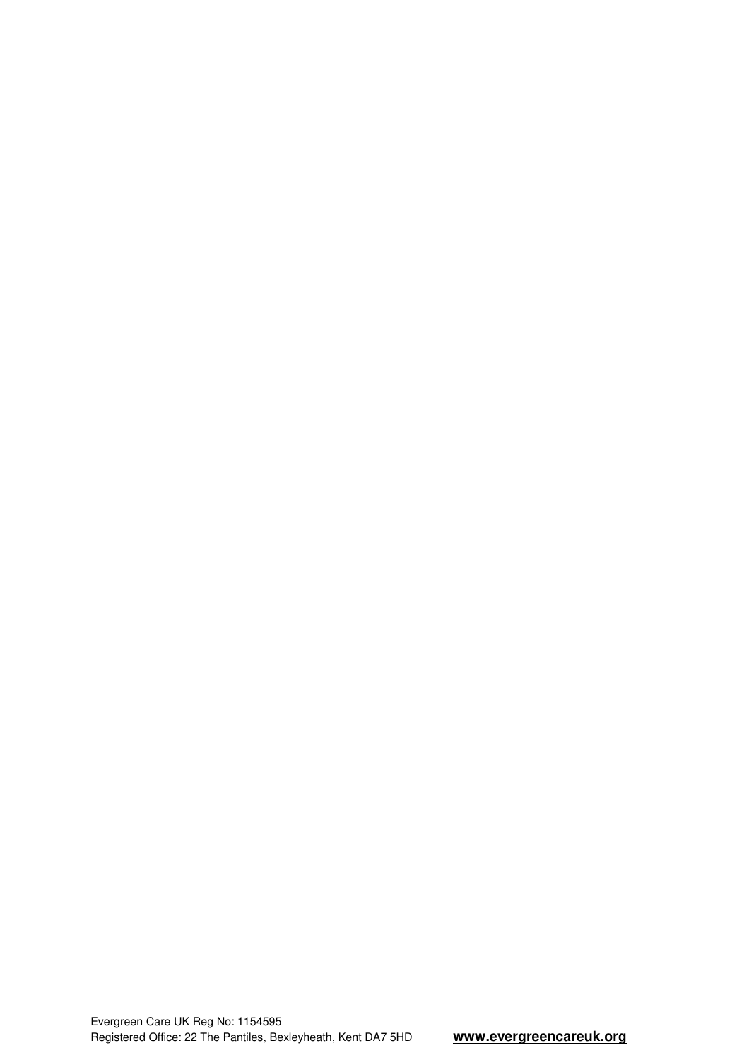Evergreen Care UK Reg No: 1154595
Registered Office: 22 The Pantiles, Bexleyheath, Kent DA7 5HD

**www.evergreencareuk.org**